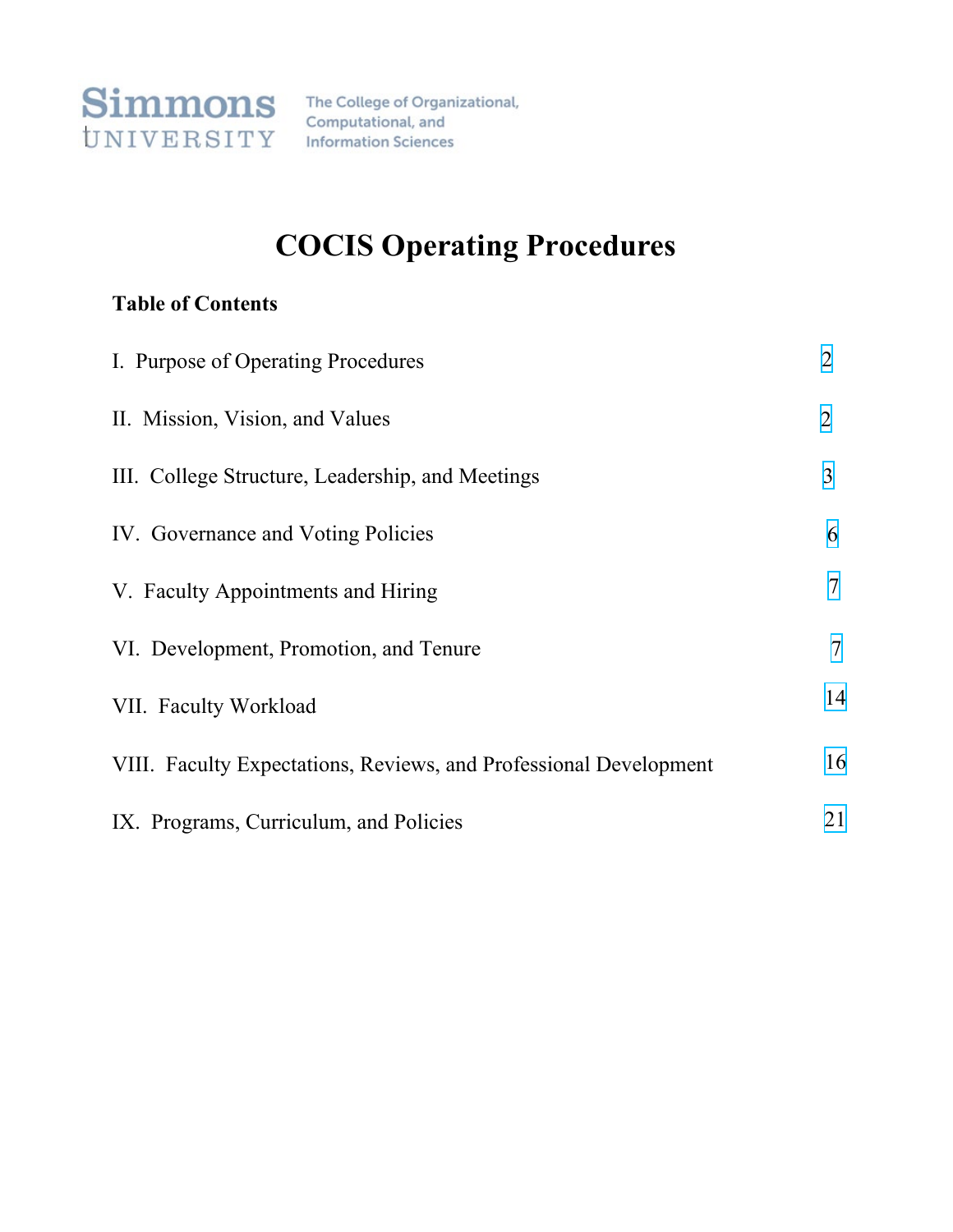Simmons UNIVERSITY — The College of Organizational, Computational, and Information Sciences

# COCIS Operating Procedures

**Table of Contents**

| Section | Page |
|---|---|
| I. Purpose of Operating Procedures | 2 |
| II. Mission, Vision, and Values | 2 |
| III. College Structure, Leadership, and Meetings | 3 |
| IV. Governance and Voting Policies | 6 |
| V. Faculty Appointments and Hiring | 7 |
| VI. Development, Promotion, and Tenure | 7 |
| VII. Faculty Workload | 14 |
| VIII. Faculty Expectations, Reviews, and Professional Development | 16 |
| IX. Programs, Curriculum, and Policies | 21 |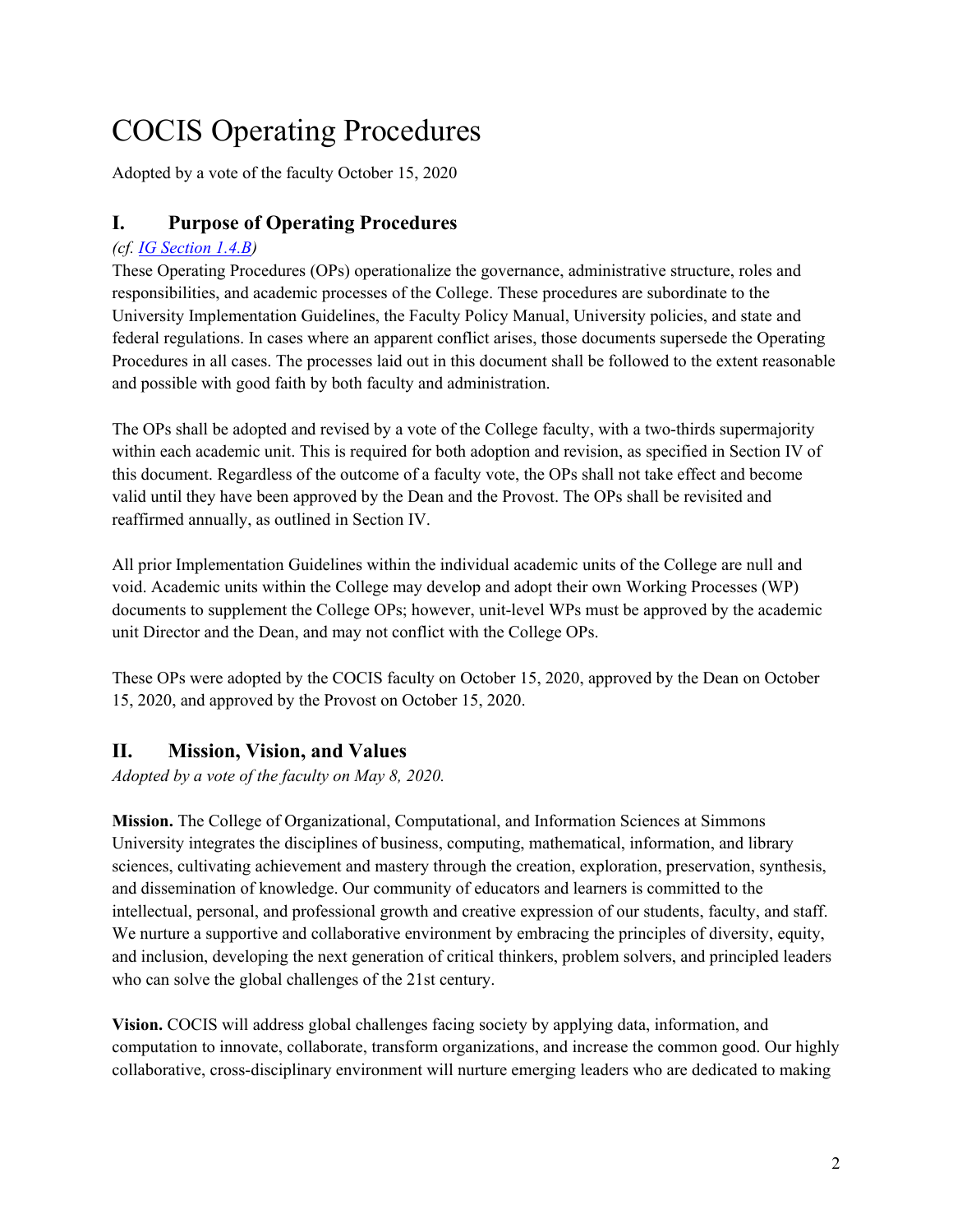# COCIS Operating Procedures

Adopted by a vote of the faculty October 15, 2020

## I. Purpose of Operating Procedures

*(cf. [IG Section 1.4.B](#))*

These Operating Procedures (OPs) operationalize the governance, administrative structure, roles and responsibilities, and academic processes of the College. These procedures are subordinate to the University Implementation Guidelines, the Faculty Policy Manual, University policies, and state and federal regulations. In cases where an apparent conflict arises, those documents supersede the Operating Procedures in all cases. The processes laid out in this document shall be followed to the extent reasonable and possible with good faith by both faculty and administration.

The OPs shall be adopted and revised by a vote of the College faculty, with a two-thirds supermajority within each academic unit. This is required for both adoption and revision, as specified in Section IV of this document. Regardless of the outcome of a faculty vote, the OPs shall not take effect and become valid until they have been approved by the Dean and the Provost. The OPs shall be revisited and reaffirmed annually, as outlined in Section IV.

All prior Implementation Guidelines within the individual academic units of the College are null and void. Academic units within the College may develop and adopt their own Working Processes (WP) documents to supplement the College OPs; however, unit-level WPs must be approved by the academic unit Director and the Dean, and may not conflict with the College OPs.

These OPs were adopted by the COCIS faculty on October 15, 2020, approved by the Dean on October 15, 2020, and approved by the Provost on October 15, 2020.

## II. Mission, Vision, and Values

*Adopted by a vote of the faculty on May 8, 2020.*

**Mission.** The College of Organizational, Computational, and Information Sciences at Simmons University integrates the disciplines of business, computing, mathematical, information, and library sciences, cultivating achievement and mastery through the creation, exploration, preservation, synthesis, and dissemination of knowledge. Our community of educators and learners is committed to the intellectual, personal, and professional growth and creative expression of our students, faculty, and staff. We nurture a supportive and collaborative environment by embracing the principles of diversity, equity, and inclusion, developing the next generation of critical thinkers, problem solvers, and principled leaders who can solve the global challenges of the 21st century.

**Vision.** COCIS will address global challenges facing society by applying data, information, and computation to innovate, collaborate, transform organizations, and increase the common good. Our highly collaborative, cross-disciplinary environment will nurture emerging leaders who are dedicated to making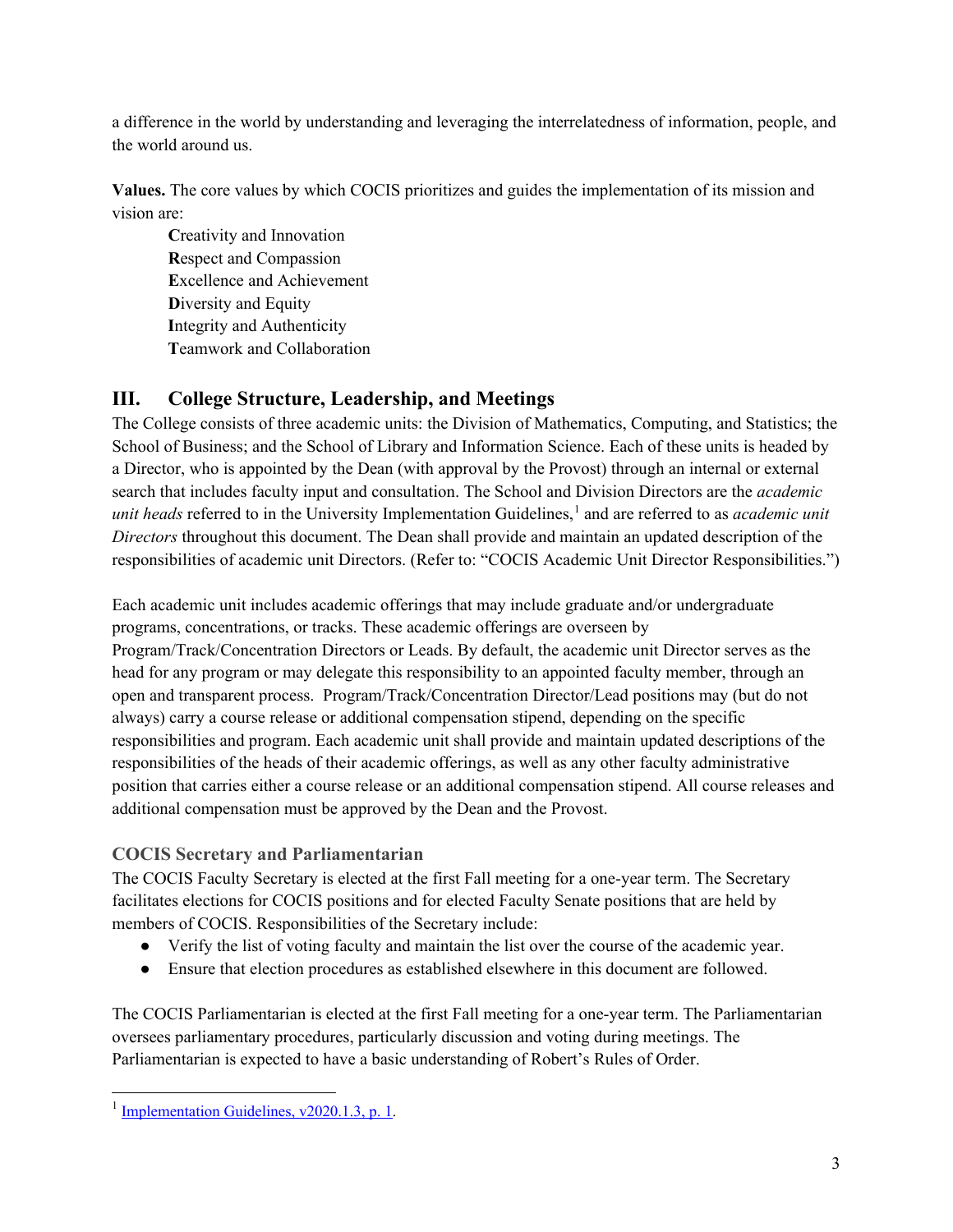a difference in the world by understanding and leveraging the interrelatedness of information, people, and the world around us.

**Values.** The core values by which COCIS prioritizes and guides the implementation of its mission and vision are:

**C**reativity and Innovation
**R**espect and Compassion
**E**xcellence and Achievement
**D**iversity and Equity
**I**ntegrity and Authenticity
**T**eamwork and Collaboration

## III. College Structure, Leadership, and Meetings

The College consists of three academic units: the Division of Mathematics, Computing, and Statistics; the School of Business; and the School of Library and Information Science. Each of these units is headed by a Director, who is appointed by the Dean (with approval by the Provost) through an internal or external search that includes faculty input and consultation. The School and Division Directors are the *academic unit heads* referred to in the University Implementation Guidelines,[1] and are referred to as *academic unit Directors* throughout this document. The Dean shall provide and maintain an updated description of the responsibilities of academic unit Directors. (Refer to: "COCIS Academic Unit Director Responsibilities.")

Each academic unit includes academic offerings that may include graduate and/or undergraduate programs, concentrations, or tracks. These academic offerings are overseen by Program/Track/Concentration Directors or Leads. By default, the academic unit Director serves as the head for any program or may delegate this responsibility to an appointed faculty member, through an open and transparent process. Program/Track/Concentration Director/Lead positions may (but do not always) carry a course release or additional compensation stipend, depending on the specific responsibilities and program. Each academic unit shall provide and maintain updated descriptions of the responsibilities of the heads of their academic offerings, as well as any other faculty administrative position that carries either a course release or an additional compensation stipend. All course releases and additional compensation must be approved by the Dean and the Provost.

### COCIS Secretary and Parliamentarian

The COCIS Faculty Secretary is elected at the first Fall meeting for a one-year term. The Secretary facilitates elections for COCIS positions and for elected Faculty Senate positions that are held by members of COCIS. Responsibilities of the Secretary include:

- Verify the list of voting faculty and maintain the list over the course of the academic year.
- Ensure that election procedures as established elsewhere in this document are followed.

The COCIS Parliamentarian is elected at the first Fall meeting for a one-year term. The Parliamentarian oversees parliamentary procedures, particularly discussion and voting during meetings. The Parliamentarian is expected to have a basic understanding of Robert's Rules of Order.

[1] Implementation Guidelines, v2020.1.3, p. 1.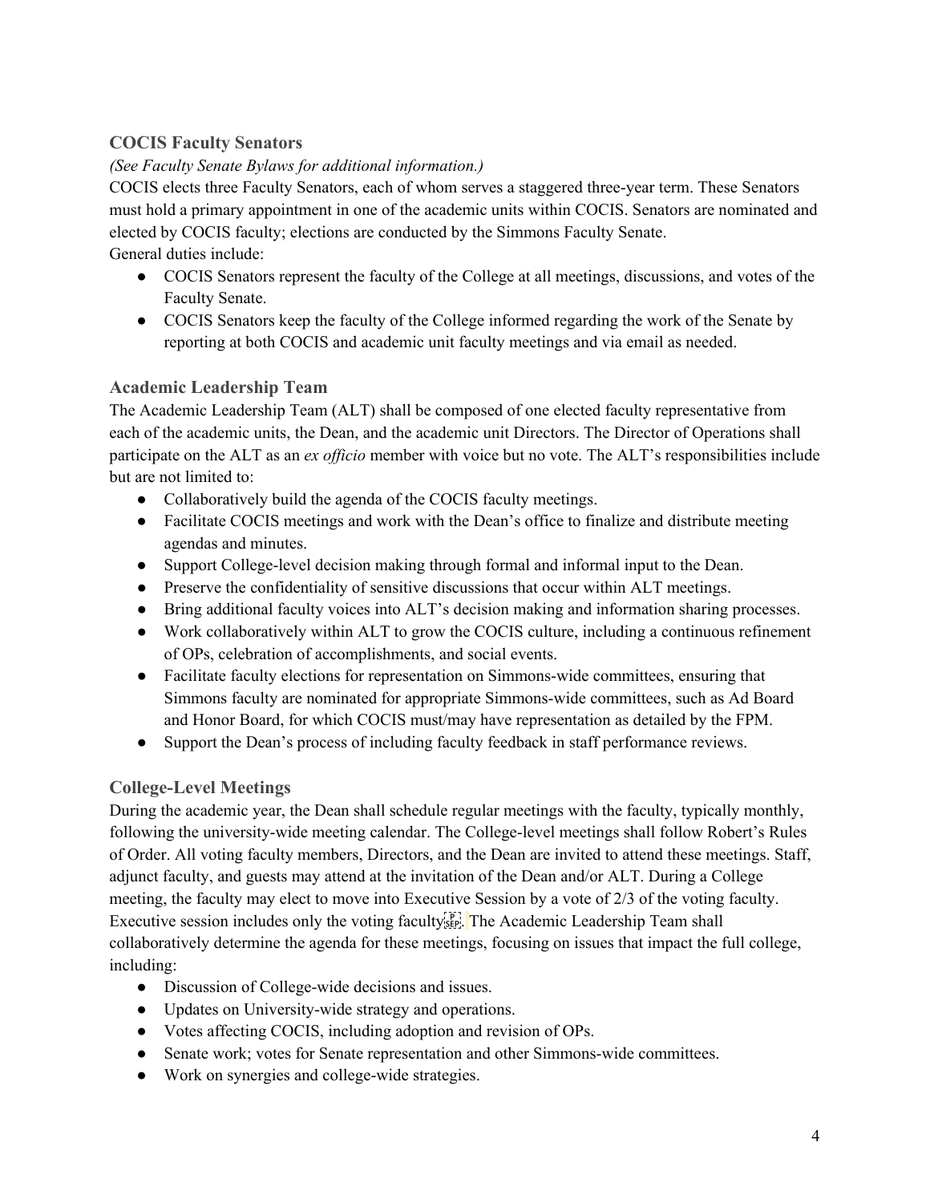### COCIS Faculty Senators

*(See Faculty Senate Bylaws for additional information.)*

COCIS elects three Faculty Senators, each of whom serves a staggered three-year term. These Senators must hold a primary appointment in one of the academic units within COCIS. Senators are nominated and elected by COCIS faculty; elections are conducted by the Simmons Faculty Senate.

General duties include:

- COCIS Senators represent the faculty of the College at all meetings, discussions, and votes of the Faculty Senate.
- COCIS Senators keep the faculty of the College informed regarding the work of the Senate by reporting at both COCIS and academic unit faculty meetings and via email as needed.

### Academic Leadership Team

The Academic Leadership Team (ALT) shall be composed of one elected faculty representative from each of the academic units, the Dean, and the academic unit Directors. The Director of Operations shall participate on the ALT as an *ex officio* member with voice but no vote. The ALT's responsibilities include but are not limited to:

- Collaboratively build the agenda of the COCIS faculty meetings.
- Facilitate COCIS meetings and work with the Dean's office to finalize and distribute meeting agendas and minutes.
- Support College-level decision making through formal and informal input to the Dean.
- Preserve the confidentiality of sensitive discussions that occur within ALT meetings.
- Bring additional faculty voices into ALT's decision making and information sharing processes.
- Work collaboratively within ALT to grow the COCIS culture, including a continuous refinement of OPs, celebration of accomplishments, and social events.
- Facilitate faculty elections for representation on Simmons-wide committees, ensuring that Simmons faculty are nominated for appropriate Simmons-wide committees, such as Ad Board and Honor Board, for which COCIS must/may have representation as detailed by the FPM.
- Support the Dean's process of including faculty feedback in staff performance reviews.

### College-Level Meetings

During the academic year, the Dean shall schedule regular meetings with the faculty, typically monthly, following the university-wide meeting calendar. The College-level meetings shall follow Robert's Rules of Order. All voting faculty members, Directors, and the Dean are invited to attend these meetings. Staff, adjunct faculty, and guests may attend at the invitation of the Dean and/or ALT. During a College meeting, the faculty may elect to move into Executive Session by a vote of 2/3 of the voting faculty. Executive session includes only the voting faculty. The Academic Leadership Team shall collaboratively determine the agenda for these meetings, focusing on issues that impact the full college, including:

- Discussion of College-wide decisions and issues.
- Updates on University-wide strategy and operations.
- Votes affecting COCIS, including adoption and revision of OPs.
- Senate work; votes for Senate representation and other Simmons-wide committees.
- Work on synergies and college-wide strategies.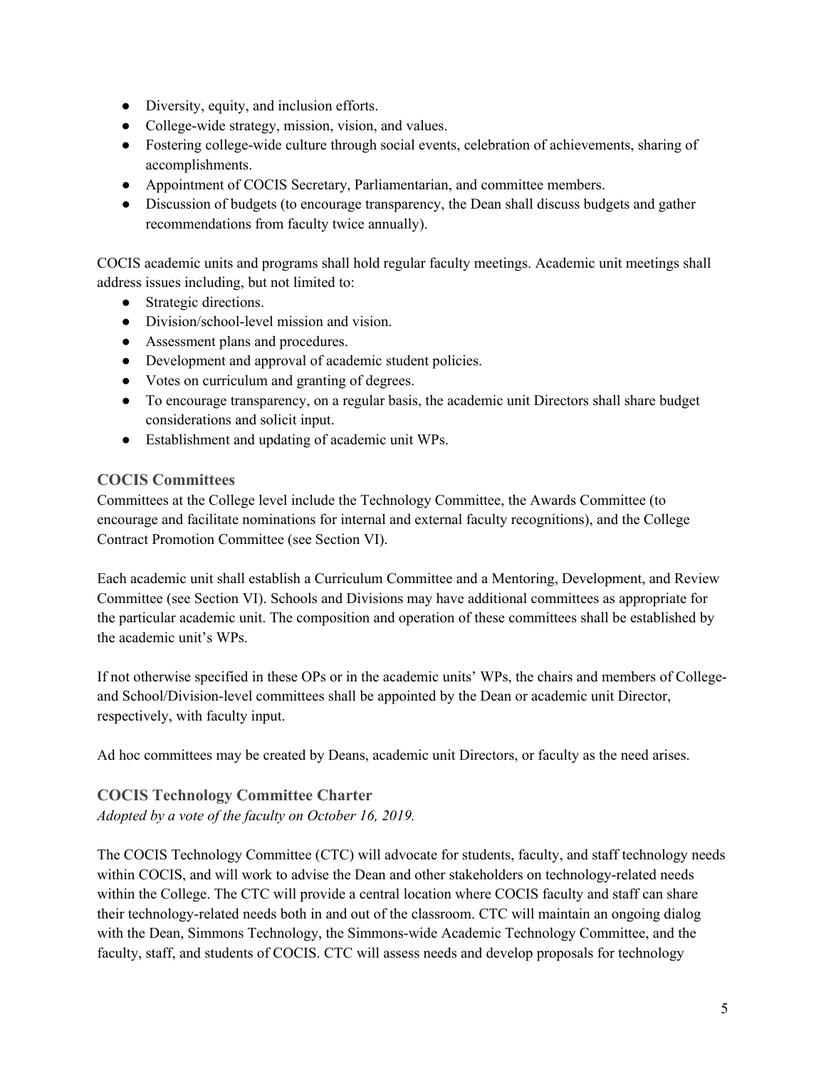- Diversity, equity, and inclusion efforts.
- College-wide strategy, mission, vision, and values.
- Fostering college-wide culture through social events, celebration of achievements, sharing of accomplishments.
- Appointment of COCIS Secretary, Parliamentarian, and committee members.
- Discussion of budgets (to encourage transparency, the Dean shall discuss budgets and gather recommendations from faculty twice annually).

COCIS academic units and programs shall hold regular faculty meetings. Academic unit meetings shall address issues including, but not limited to:

- Strategic directions.
- Division/school-level mission and vision.
- Assessment plans and procedures.
- Development and approval of academic student policies.
- Votes on curriculum and granting of degrees.
- To encourage transparency, on a regular basis, the academic unit Directors shall share budget considerations and solicit input.
- Establishment and updating of academic unit WPs.

### COCIS Committees

Committees at the College level include the Technology Committee, the Awards Committee (to encourage and facilitate nominations for internal and external faculty recognitions), and the College Contract Promotion Committee (see Section VI).

Each academic unit shall establish a Curriculum Committee and a Mentoring, Development, and Review Committee (see Section VI). Schools and Divisions may have additional committees as appropriate for the particular academic unit. The composition and operation of these committees shall be established by the academic unit's WPs.

If not otherwise specified in these OPs or in the academic units' WPs, the chairs and members of College- and School/Division-level committees shall be appointed by the Dean or academic unit Director, respectively, with faculty input.

Ad hoc committees may be created by Deans, academic unit Directors, or faculty as the need arises.

### COCIS Technology Committee Charter

*Adopted by a vote of the faculty on October 16, 2019.*

The COCIS Technology Committee (CTC) will advocate for students, faculty, and staff technology needs within COCIS, and will work to advise the Dean and other stakeholders on technology-related needs within the College. The CTC will provide a central location where COCIS faculty and staff can share their technology-related needs both in and out of the classroom. CTC will maintain an ongoing dialog with the Dean, Simmons Technology, the Simmons-wide Academic Technology Committee, and the faculty, staff, and students of COCIS. CTC will assess needs and develop proposals for technology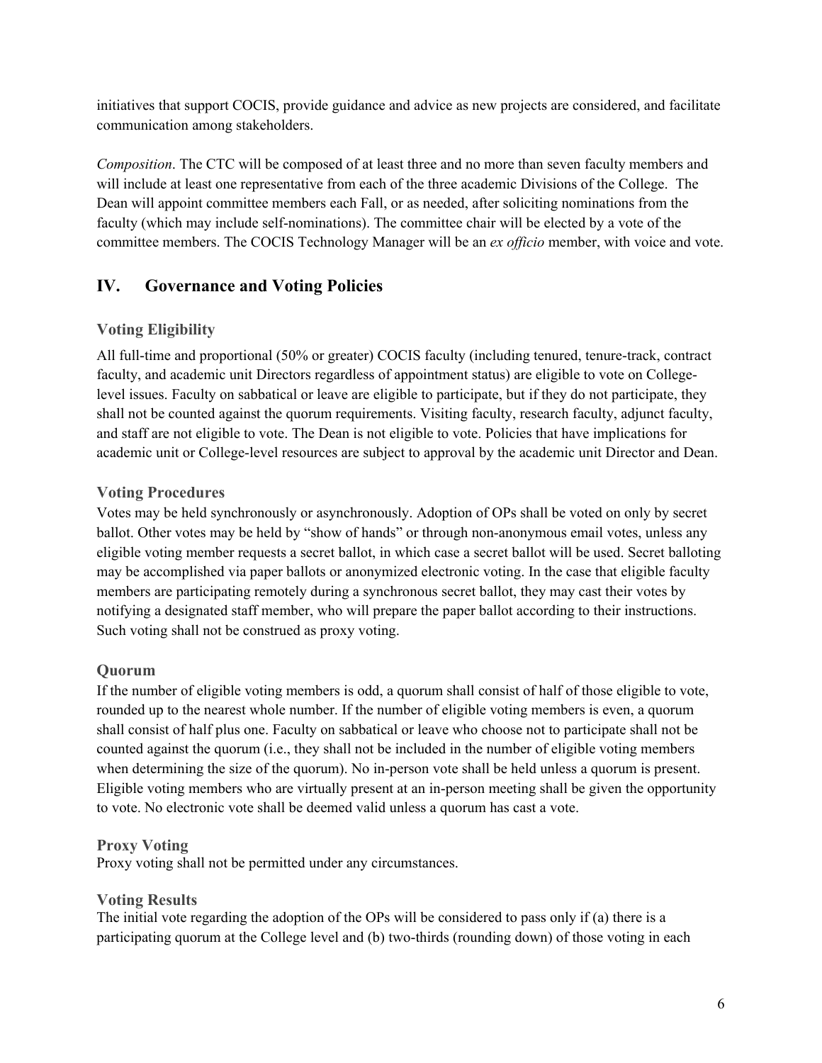initiatives that support COCIS, provide guidance and advice as new projects are considered, and facilitate communication among stakeholders.

*Composition*. The CTC will be composed of at least three and no more than seven faculty members and will include at least one representative from each of the three academic Divisions of the College. The Dean will appoint committee members each Fall, or as needed, after soliciting nominations from the faculty (which may include self-nominations). The committee chair will be elected by a vote of the committee members. The COCIS Technology Manager will be an *ex officio* member, with voice and vote.

## IV. Governance and Voting Policies

### Voting Eligibility

All full-time and proportional (50% or greater) COCIS faculty (including tenured, tenure-track, contract faculty, and academic unit Directors regardless of appointment status) are eligible to vote on College-level issues. Faculty on sabbatical or leave are eligible to participate, but if they do not participate, they shall not be counted against the quorum requirements. Visiting faculty, research faculty, adjunct faculty, and staff are not eligible to vote. The Dean is not eligible to vote. Policies that have implications for academic unit or College-level resources are subject to approval by the academic unit Director and Dean.

### Voting Procedures

Votes may be held synchronously or asynchronously. Adoption of OPs shall be voted on only by secret ballot. Other votes may be held by "show of hands" or through non-anonymous email votes, unless any eligible voting member requests a secret ballot, in which case a secret ballot will be used. Secret balloting may be accomplished via paper ballots or anonymized electronic voting. In the case that eligible faculty members are participating remotely during a synchronous secret ballot, they may cast their votes by notifying a designated staff member, who will prepare the paper ballot according to their instructions. Such voting shall not be construed as proxy voting.

### Quorum

If the number of eligible voting members is odd, a quorum shall consist of half of those eligible to vote, rounded up to the nearest whole number. If the number of eligible voting members is even, a quorum shall consist of half plus one. Faculty on sabbatical or leave who choose not to participate shall not be counted against the quorum (i.e., they shall not be included in the number of eligible voting members when determining the size of the quorum). No in-person vote shall be held unless a quorum is present. Eligible voting members who are virtually present at an in-person meeting shall be given the opportunity to vote. No electronic vote shall be deemed valid unless a quorum has cast a vote.

### Proxy Voting

Proxy voting shall not be permitted under any circumstances.

### Voting Results

The initial vote regarding the adoption of the OPs will be considered to pass only if (a) there is a participating quorum at the College level and (b) two-thirds (rounding down) of those voting in each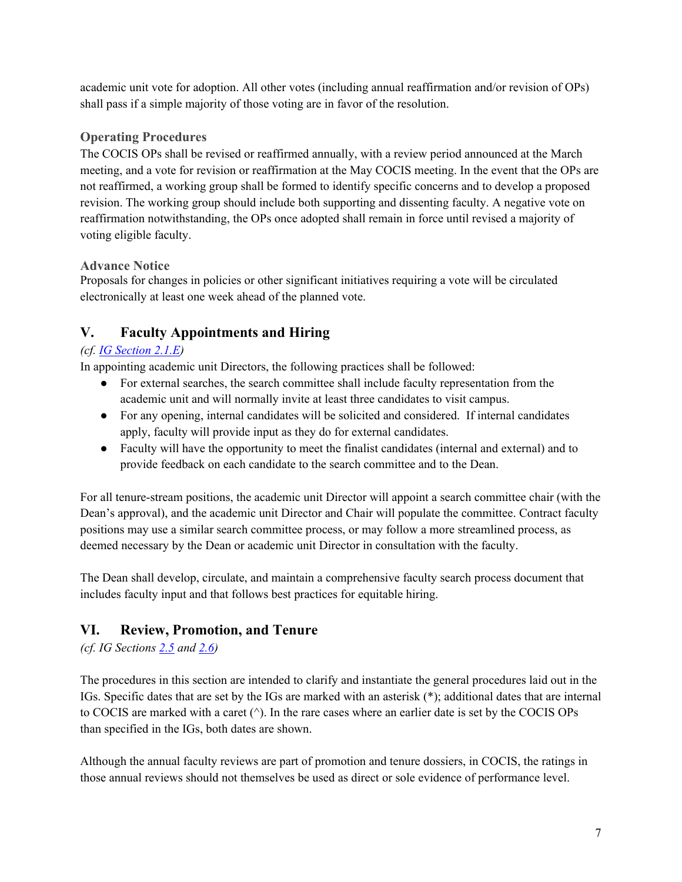academic unit vote for adoption. All other votes (including annual reaffirmation and/or revision of OPs) shall pass if a simple majority of those voting are in favor of the resolution.

### Operating Procedures

The COCIS OPs shall be revised or reaffirmed annually, with a review period announced at the March meeting, and a vote for revision or reaffirmation at the May COCIS meeting. In the event that the OPs are not reaffirmed, a working group shall be formed to identify specific concerns and to develop a proposed revision. The working group should include both supporting and dissenting faculty. A negative vote on reaffirmation notwithstanding, the OPs once adopted shall remain in force until revised a majority of voting eligible faculty.

### Advance Notice

Proposals for changes in policies or other significant initiatives requiring a vote will be circulated electronically at least one week ahead of the planned vote.

## V. Faculty Appointments and Hiring

*(cf. IG Section 2.1.E)*

In appointing academic unit Directors, the following practices shall be followed:

- For external searches, the search committee shall include faculty representation from the academic unit and will normally invite at least three candidates to visit campus.
- For any opening, internal candidates will be solicited and considered. If internal candidates apply, faculty will provide input as they do for external candidates.
- Faculty will have the opportunity to meet the finalist candidates (internal and external) and to provide feedback on each candidate to the search committee and to the Dean.

For all tenure-stream positions, the academic unit Director will appoint a search committee chair (with the Dean's approval), and the academic unit Director and Chair will populate the committee. Contract faculty positions may use a similar search committee process, or may follow a more streamlined process, as deemed necessary by the Dean or academic unit Director in consultation with the faculty.

The Dean shall develop, circulate, and maintain a comprehensive faculty search process document that includes faculty input and that follows best practices for equitable hiring.

## VI. Review, Promotion, and Tenure

*(cf. IG Sections 2.5 and 2.6)*

The procedures in this section are intended to clarify and instantiate the general procedures laid out in the IGs. Specific dates that are set by the IGs are marked with an asterisk (*); additional dates that are internal to COCIS are marked with a caret (^). In the rare cases where an earlier date is set by the COCIS OPs than specified in the IGs, both dates are shown.

Although the annual faculty reviews are part of promotion and tenure dossiers, in COCIS, the ratings in those annual reviews should not themselves be used as direct or sole evidence of performance level.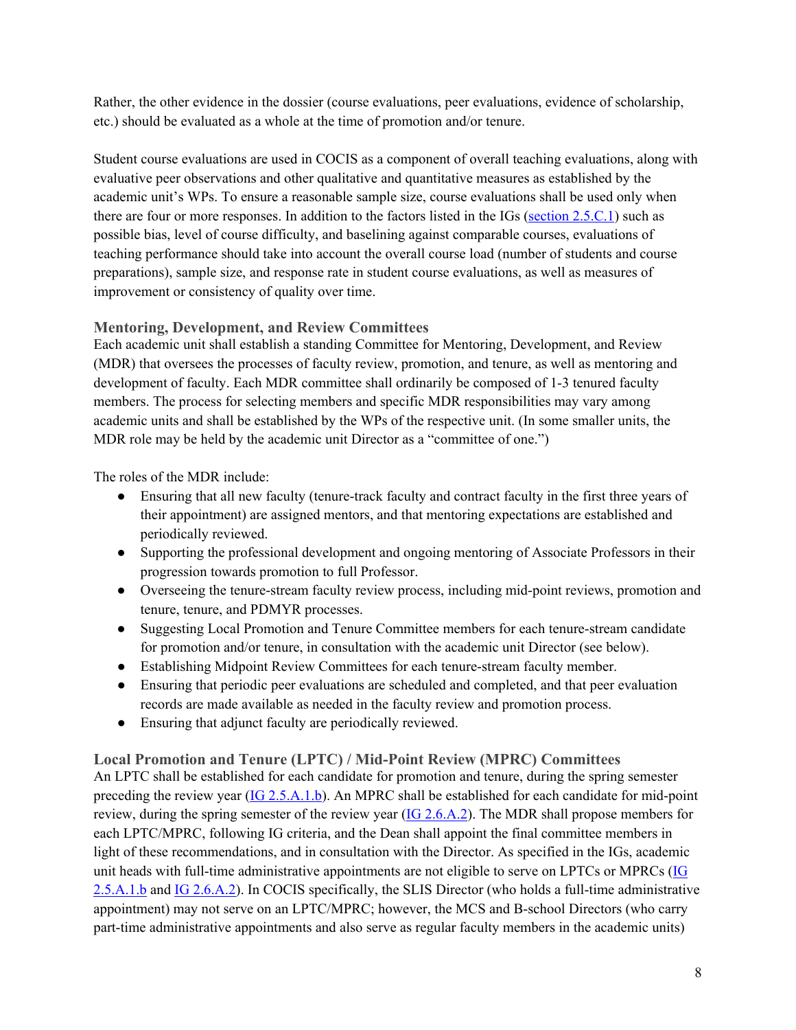Rather, the other evidence in the dossier (course evaluations, peer evaluations, evidence of scholarship, etc.) should be evaluated as a whole at the time of promotion and/or tenure.

Student course evaluations are used in COCIS as a component of overall teaching evaluations, along with evaluative peer observations and other qualitative and quantitative measures as established by the academic unit's WPs. To ensure a reasonable sample size, course evaluations shall be used only when there are four or more responses. In addition to the factors listed in the IGs (section 2.5.C.1) such as possible bias, level of course difficulty, and baselining against comparable courses, evaluations of teaching performance should take into account the overall course load (number of students and course preparations), sample size, and response rate in student course evaluations, as well as measures of improvement or consistency of quality over time.

### Mentoring, Development, and Review Committees

Each academic unit shall establish a standing Committee for Mentoring, Development, and Review (MDR) that oversees the processes of faculty review, promotion, and tenure, as well as mentoring and development of faculty. Each MDR committee shall ordinarily be composed of 1-3 tenured faculty members. The process for selecting members and specific MDR responsibilities may vary among academic units and shall be established by the WPs of the respective unit. (In some smaller units, the MDR role may be held by the academic unit Director as a "committee of one.")

The roles of the MDR include:

- Ensuring that all new faculty (tenure-track faculty and contract faculty in the first three years of their appointment) are assigned mentors, and that mentoring expectations are established and periodically reviewed.
- Supporting the professional development and ongoing mentoring of Associate Professors in their progression towards promotion to full Professor.
- Overseeing the tenure-stream faculty review process, including mid-point reviews, promotion and tenure, tenure, and PDMYR processes.
- Suggesting Local Promotion and Tenure Committee members for each tenure-stream candidate for promotion and/or tenure, in consultation with the academic unit Director (see below).
- Establishing Midpoint Review Committees for each tenure-stream faculty member.
- Ensuring that periodic peer evaluations are scheduled and completed, and that peer evaluation records are made available as needed in the faculty review and promotion process.
- Ensuring that adjunct faculty are periodically reviewed.

### Local Promotion and Tenure (LPTC) / Mid-Point Review (MPRC) Committees

An LPTC shall be established for each candidate for promotion and tenure, during the spring semester preceding the review year (IG 2.5.A.1.b). An MPRC shall be established for each candidate for mid-point review, during the spring semester of the review year (IG 2.6.A.2). The MDR shall propose members for each LPTC/MPRC, following IG criteria, and the Dean shall appoint the final committee members in light of these recommendations, and in consultation with the Director. As specified in the IGs, academic unit heads with full-time administrative appointments are not eligible to serve on LPTCs or MPRCs (IG 2.5.A.1.b and IG 2.6.A.2). In COCIS specifically, the SLIS Director (who holds a full-time administrative appointment) may not serve on an LPTC/MPRC; however, the MCS and B-school Directors (who carry part-time administrative appointments and also serve as regular faculty members in the academic units)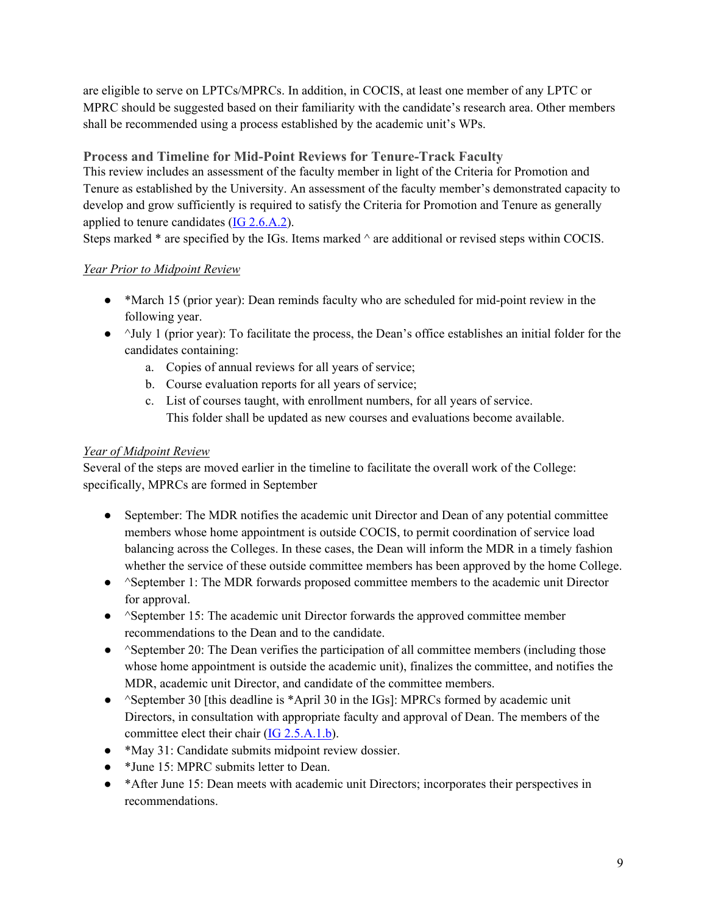are eligible to serve on LPTCs/MPRCs. In addition, in COCIS, at least one member of any LPTC or MPRC should be suggested based on their familiarity with the candidate's research area. Other members shall be recommended using a process established by the academic unit's WPs.

### Process and Timeline for Mid-Point Reviews for Tenure-Track Faculty

This review includes an assessment of the faculty member in light of the Criteria for Promotion and Tenure as established by the University. An assessment of the faculty member's demonstrated capacity to develop and grow sufficiently is required to satisfy the Criteria for Promotion and Tenure as generally applied to tenure candidates (IG 2.6.A.2).

Steps marked * are specified by the IGs. Items marked ^ are additional or revised steps within COCIS.

*Year Prior to Midpoint Review*

- *March 15 (prior year): Dean reminds faculty who are scheduled for mid-point review in the following year.
- ^July 1 (prior year): To facilitate the process, the Dean's office establishes an initial folder for the candidates containing:
    a. Copies of annual reviews for all years of service;
    b. Course evaluation reports for all years of service;
    c. List of courses taught, with enrollment numbers, for all years of service.
    This folder shall be updated as new courses and evaluations become available.

*Year of Midpoint Review*

Several of the steps are moved earlier in the timeline to facilitate the overall work of the College: specifically, MPRCs are formed in September

- September: The MDR notifies the academic unit Director and Dean of any potential committee members whose home appointment is outside COCIS, to permit coordination of service load balancing across the Colleges. In these cases, the Dean will inform the MDR in a timely fashion whether the service of these outside committee members has been approved by the home College.
- ^September 1: The MDR forwards proposed committee members to the academic unit Director for approval.
- ^September 15: The academic unit Director forwards the approved committee member recommendations to the Dean and to the candidate.
- ^September 20: The Dean verifies the participation of all committee members (including those whose home appointment is outside the academic unit), finalizes the committee, and notifies the MDR, academic unit Director, and candidate of the committee members.
- ^September 30 [this deadline is *April 30 in the IGs]: MPRCs formed by academic unit Directors, in consultation with appropriate faculty and approval of Dean. The members of the committee elect their chair (IG 2.5.A.1.b).
- *May 31: Candidate submits midpoint review dossier.
- *June 15: MPRC submits letter to Dean.
- *After June 15: Dean meets with academic unit Directors; incorporates their perspectives in recommendations.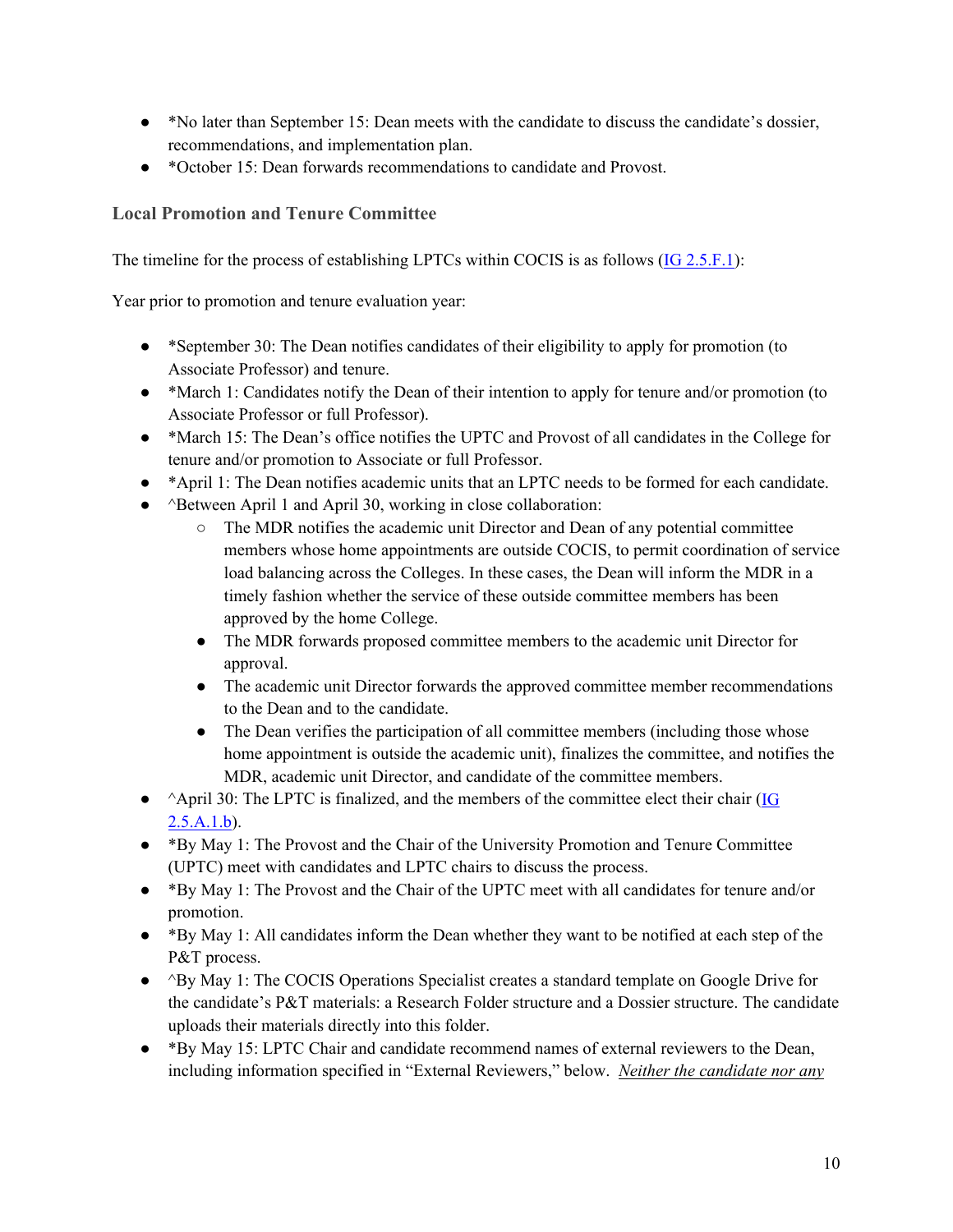- *No later than September 15: Dean meets with the candidate to discuss the candidate's dossier, recommendations, and implementation plan.
- *October 15: Dean forwards recommendations to candidate and Provost.

### Local Promotion and Tenure Committee

The timeline for the process of establishing LPTCs within COCIS is as follows ([IG 2.5.F.1](#)):

Year prior to promotion and tenure evaluation year:

- *September 30: The Dean notifies candidates of their eligibility to apply for promotion (to Associate Professor) and tenure.
- *March 1: Candidates notify the Dean of their intention to apply for tenure and/or promotion (to Associate Professor or full Professor).
- *March 15: The Dean's office notifies the UPTC and Provost of all candidates in the College for tenure and/or promotion to Associate or full Professor.
- *April 1: The Dean notifies academic units that an LPTC needs to be formed for each candidate.
- ^Between April 1 and April 30, working in close collaboration:
    - The MDR notifies the academic unit Director and Dean of any potential committee members whose home appointments are outside COCIS, to permit coordination of service load balancing across the Colleges. In these cases, the Dean will inform the MDR in a timely fashion whether the service of these outside committee members has been approved by the home College.
    - The MDR forwards proposed committee members to the academic unit Director for approval.
    - The academic unit Director forwards the approved committee member recommendations to the Dean and to the candidate.
    - The Dean verifies the participation of all committee members (including those whose home appointment is outside the academic unit), finalizes the committee, and notifies the MDR, academic unit Director, and candidate of the committee members.
- ^April 30: The LPTC is finalized, and the members of the committee elect their chair ([IG 2.5.A.1.b](#)).
- *By May 1: The Provost and the Chair of the University Promotion and Tenure Committee (UPTC) meet with candidates and LPTC chairs to discuss the process.
- *By May 1: The Provost and the Chair of the UPTC meet with all candidates for tenure and/or promotion.
- *By May 1: All candidates inform the Dean whether they want to be notified at each step of the P&T process.
- ^By May 1: The COCIS Operations Specialist creates a standard template on Google Drive for the candidate's P&T materials: a Research Folder structure and a Dossier structure. The candidate uploads their materials directly into this folder.
- *By May 15: LPTC Chair and candidate recommend names of external reviewers to the Dean, including information specified in "External Reviewers," below. *Neither the candidate nor any*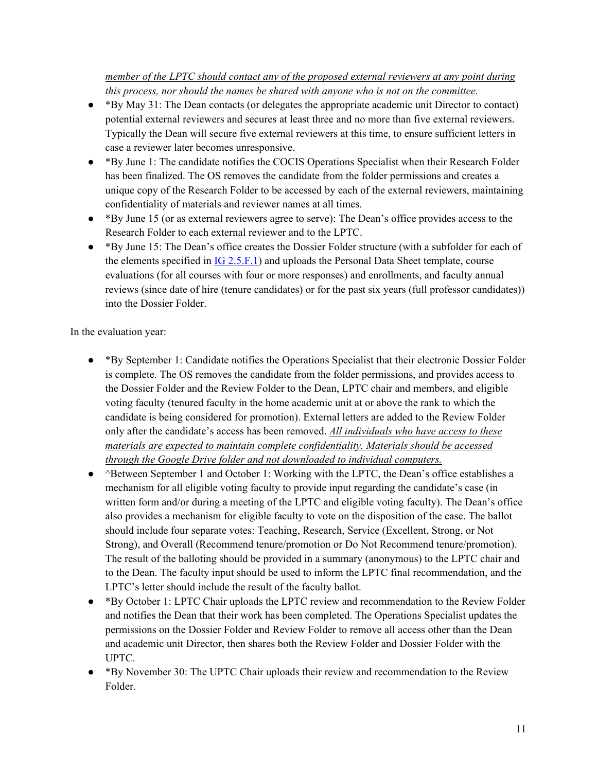*member of the LPTC should contact any of the proposed external reviewers at any point during this process, nor should the names be shared with anyone who is not on the committee.*

- *By May 31: The Dean contacts (or delegates the appropriate academic unit Director to contact) potential external reviewers and secures at least three and no more than five external reviewers. Typically the Dean will secure five external reviewers at this time, to ensure sufficient letters in case a reviewer later becomes unresponsive.
- *By June 1: The candidate notifies the COCIS Operations Specialist when their Research Folder has been finalized. The OS removes the candidate from the folder permissions and creates a unique copy of the Research Folder to be accessed by each of the external reviewers, maintaining confidentiality of materials and reviewer names at all times.
- *By June 15 (or as external reviewers agree to serve): The Dean's office provides access to the Research Folder to each external reviewer and to the LPTC.
- *By June 15: The Dean's office creates the Dossier Folder structure (with a subfolder for each of the elements specified in [IG 2.5.F.1]) and uploads the Personal Data Sheet template, course evaluations (for all courses with four or more responses) and enrollments, and faculty annual reviews (since date of hire (tenure candidates) or for the past six years (full professor candidates)) into the Dossier Folder.

In the evaluation year:

- *By September 1: Candidate notifies the Operations Specialist that their electronic Dossier Folder is complete. The OS removes the candidate from the folder permissions, and provides access to the Dossier Folder and the Review Folder to the Dean, LPTC chair and members, and eligible voting faculty (tenured faculty in the home academic unit at or above the rank to which the candidate is being considered for promotion). External letters are added to the Review Folder only after the candidate's access has been removed. *All individuals who have access to these materials are expected to maintain complete confidentiality. Materials should be accessed through the Google Drive folder and not downloaded to individual computers.*
- ^Between September 1 and October 1: Working with the LPTC, the Dean's office establishes a mechanism for all eligible voting faculty to provide input regarding the candidate's case (in written form and/or during a meeting of the LPTC and eligible voting faculty). The Dean's office also provides a mechanism for eligible faculty to vote on the disposition of the case. The ballot should include four separate votes: Teaching, Research, Service (Excellent, Strong, or Not Strong), and Overall (Recommend tenure/promotion or Do Not Recommend tenure/promotion). The result of the balloting should be provided in a summary (anonymous) to the LPTC chair and to the Dean. The faculty input should be used to inform the LPTC final recommendation, and the LPTC's letter should include the result of the faculty ballot.
- *By October 1: LPTC Chair uploads the LPTC review and recommendation to the Review Folder and notifies the Dean that their work has been completed. The Operations Specialist updates the permissions on the Dossier Folder and Review Folder to remove all access other than the Dean and academic unit Director, then shares both the Review Folder and Dossier Folder with the UPTC.
- *By November 30: The UPTC Chair uploads their review and recommendation to the Review Folder.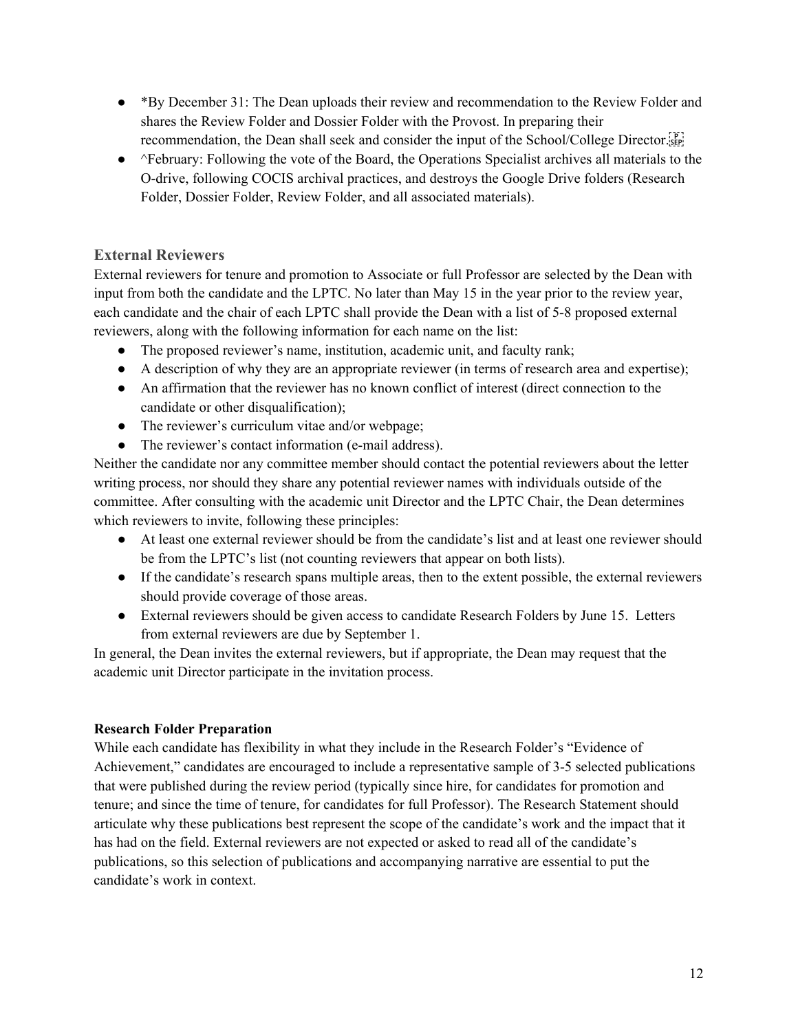- *By December 31: The Dean uploads their review and recommendation to the Review Folder and shares the Review Folder and Dossier Folder with the Provost. In preparing their recommendation, the Dean shall seek and consider the input of the School/College Director.
- ^February: Following the vote of the Board, the Operations Specialist archives all materials to the O-drive, following COCIS archival practices, and destroys the Google Drive folders (Research Folder, Dossier Folder, Review Folder, and all associated materials).

### External Reviewers

External reviewers for tenure and promotion to Associate or full Professor are selected by the Dean with input from both the candidate and the LPTC. No later than May 15 in the year prior to the review year, each candidate and the chair of each LPTC shall provide the Dean with a list of 5-8 proposed external reviewers, along with the following information for each name on the list:

- The proposed reviewer's name, institution, academic unit, and faculty rank;
- A description of why they are an appropriate reviewer (in terms of research area and expertise);
- An affirmation that the reviewer has no known conflict of interest (direct connection to the candidate or other disqualification);
- The reviewer's curriculum vitae and/or webpage;
- The reviewer's contact information (e-mail address).

Neither the candidate nor any committee member should contact the potential reviewers about the letter writing process, nor should they share any potential reviewer names with individuals outside of the committee. After consulting with the academic unit Director and the LPTC Chair, the Dean determines which reviewers to invite, following these principles:

- At least one external reviewer should be from the candidate's list and at least one reviewer should be from the LPTC's list (not counting reviewers that appear on both lists).
- If the candidate's research spans multiple areas, then to the extent possible, the external reviewers should provide coverage of those areas.
- External reviewers should be given access to candidate Research Folders by June 15. Letters from external reviewers are due by September 1.

In general, the Dean invites the external reviewers, but if appropriate, the Dean may request that the academic unit Director participate in the invitation process.

**Research Folder Preparation**

While each candidate has flexibility in what they include in the Research Folder's "Evidence of Achievement," candidates are encouraged to include a representative sample of 3-5 selected publications that were published during the review period (typically since hire, for candidates for promotion and tenure; and since the time of tenure, for candidates for full Professor). The Research Statement should articulate why these publications best represent the scope of the candidate's work and the impact that it has had on the field. External reviewers are not expected or asked to read all of the candidate's publications, so this selection of publications and accompanying narrative are essential to put the candidate's work in context.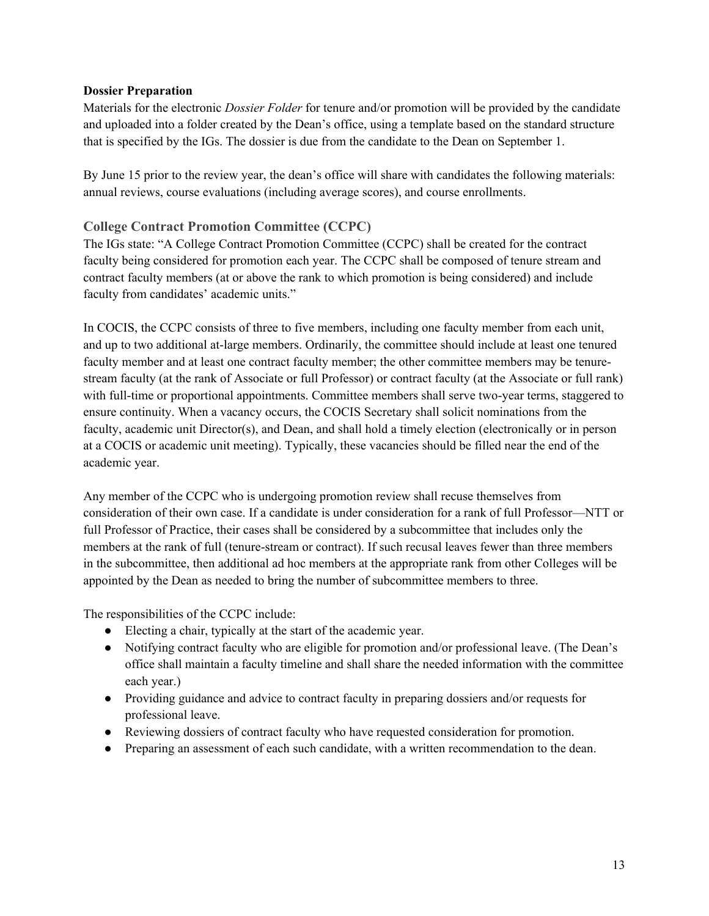**Dossier Preparation**

Materials for the electronic *Dossier Folder* for tenure and/or promotion will be provided by the candidate and uploaded into a folder created by the Dean's office, using a template based on the standard structure that is specified by the IGs. The dossier is due from the candidate to the Dean on September 1.

By June 15 prior to the review year, the dean's office will share with candidates the following materials: annual reviews, course evaluations (including average scores), and course enrollments.

### College Contract Promotion Committee (CCPC)

The IGs state: "A College Contract Promotion Committee (CCPC) shall be created for the contract faculty being considered for promotion each year. The CCPC shall be composed of tenure stream and contract faculty members (at or above the rank to which promotion is being considered) and include faculty from candidates' academic units."

In COCIS, the CCPC consists of three to five members, including one faculty member from each unit, and up to two additional at-large members. Ordinarily, the committee should include at least one tenured faculty member and at least one contract faculty member; the other committee members may be tenure-stream faculty (at the rank of Associate or full Professor) or contract faculty (at the Associate or full rank) with full-time or proportional appointments. Committee members shall serve two-year terms, staggered to ensure continuity. When a vacancy occurs, the COCIS Secretary shall solicit nominations from the faculty, academic unit Director(s), and Dean, and shall hold a timely election (electronically or in person at a COCIS or academic unit meeting). Typically, these vacancies should be filled near the end of the academic year.

Any member of the CCPC who is undergoing promotion review shall recuse themselves from consideration of their own case. If a candidate is under consideration for a rank of full Professor—NTT or full Professor of Practice, their cases shall be considered by a subcommittee that includes only the members at the rank of full (tenure-stream or contract). If such recusal leaves fewer than three members in the subcommittee, then additional ad hoc members at the appropriate rank from other Colleges will be appointed by the Dean as needed to bring the number of subcommittee members to three.

The responsibilities of the CCPC include:

- Electing a chair, typically at the start of the academic year.
- Notifying contract faculty who are eligible for promotion and/or professional leave. (The Dean's office shall maintain a faculty timeline and shall share the needed information with the committee each year.)
- Providing guidance and advice to contract faculty in preparing dossiers and/or requests for professional leave.
- Reviewing dossiers of contract faculty who have requested consideration for promotion.
- Preparing an assessment of each such candidate, with a written recommendation to the dean.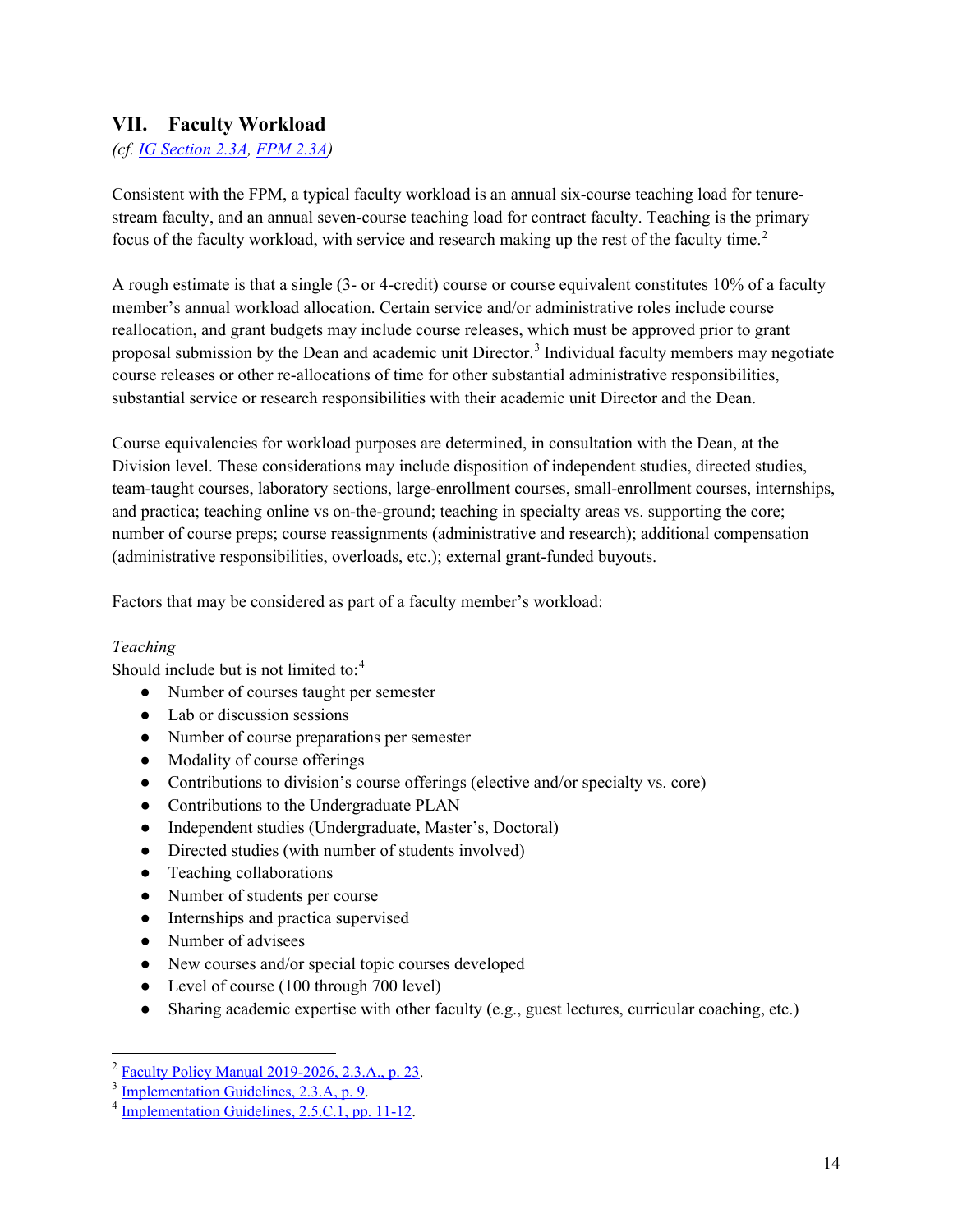## VII. Faculty Workload

*(cf. IG Section 2.3A, FPM 2.3A)*

Consistent with the FPM, a typical faculty workload is an annual six-course teaching load for tenure-stream faculty, and an annual seven-course teaching load for contract faculty. Teaching is the primary focus of the faculty workload, with service and research making up the rest of the faculty time.[2]

A rough estimate is that a single (3- or 4-credit) course or course equivalent constitutes 10% of a faculty member's annual workload allocation. Certain service and/or administrative roles include course reallocation, and grant budgets may include course releases, which must be approved prior to grant proposal submission by the Dean and academic unit Director.[3] Individual faculty members may negotiate course releases or other re-allocations of time for other substantial administrative responsibilities, substantial service or research responsibilities with their academic unit Director and the Dean.

Course equivalencies for workload purposes are determined, in consultation with the Dean, at the Division level. These considerations may include disposition of independent studies, directed studies, team-taught courses, laboratory sections, large-enrollment courses, small-enrollment courses, internships, and practica; teaching online vs on-the-ground; teaching in specialty areas vs. supporting the core; number of course preps; course reassignments (administrative and research); additional compensation (administrative responsibilities, overloads, etc.); external grant-funded buyouts.

Factors that may be considered as part of a faculty member's workload:

*Teaching*

Should include but is not limited to:[4]

- Number of courses taught per semester
- Lab or discussion sessions
- Number of course preparations per semester
- Modality of course offerings
- Contributions to division's course offerings (elective and/or specialty vs. core)
- Contributions to the Undergraduate PLAN
- Independent studies (Undergraduate, Master's, Doctoral)
- Directed studies (with number of students involved)
- Teaching collaborations
- Number of students per course
- Internships and practica supervised
- Number of advisees
- New courses and/or special topic courses developed
- Level of course (100 through 700 level)
- Sharing academic expertise with other faculty (e.g., guest lectures, curricular coaching, etc.)

---

[2] Faculty Policy Manual 2019-2026, 2.3.A., p. 23.

[3] Implementation Guidelines, 2.3.A, p. 9.

[4] Implementation Guidelines, 2.5.C.1, pp. 11-12.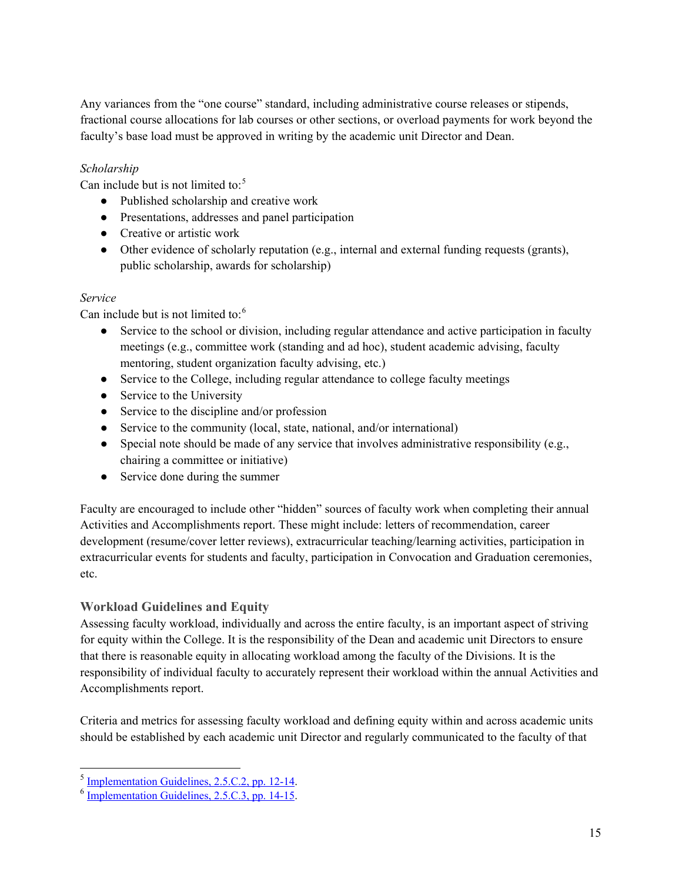Any variances from the "one course" standard, including administrative course releases or stipends, fractional course allocations for lab courses or other sections, or overload payments for work beyond the faculty's base load must be approved in writing by the academic unit Director and Dean.

*Scholarship*

Can include but is not limited to:[5]

- Published scholarship and creative work
- Presentations, addresses and panel participation
- Creative or artistic work
- Other evidence of scholarly reputation (e.g., internal and external funding requests (grants), public scholarship, awards for scholarship)

*Service*

Can include but is not limited to:[6]

- Service to the school or division, including regular attendance and active participation in faculty meetings (e.g., committee work (standing and ad hoc), student academic advising, faculty mentoring, student organization faculty advising, etc.)
- Service to the College, including regular attendance to college faculty meetings
- Service to the University
- Service to the discipline and/or profession
- Service to the community (local, state, national, and/or international)
- Special note should be made of any service that involves administrative responsibility (e.g., chairing a committee or initiative)
- Service done during the summer

Faculty are encouraged to include other "hidden" sources of faculty work when completing their annual Activities and Accomplishments report. These might include: letters of recommendation, career development (resume/cover letter reviews), extracurricular teaching/learning activities, participation in extracurricular events for students and faculty, participation in Convocation and Graduation ceremonies, etc.

### Workload Guidelines and Equity

Assessing faculty workload, individually and across the entire faculty, is an important aspect of striving for equity within the College. It is the responsibility of the Dean and academic unit Directors to ensure that there is reasonable equity in allocating workload among the faculty of the Divisions. It is the responsibility of individual faculty to accurately represent their workload within the annual Activities and Accomplishments report.

Criteria and metrics for assessing faculty workload and defining equity within and across academic units should be established by each academic unit Director and regularly communicated to the faculty of that

[5] Implementation Guidelines, 2.5.C.2, pp. 12-14.

[6] Implementation Guidelines, 2.5.C.3, pp. 14-15.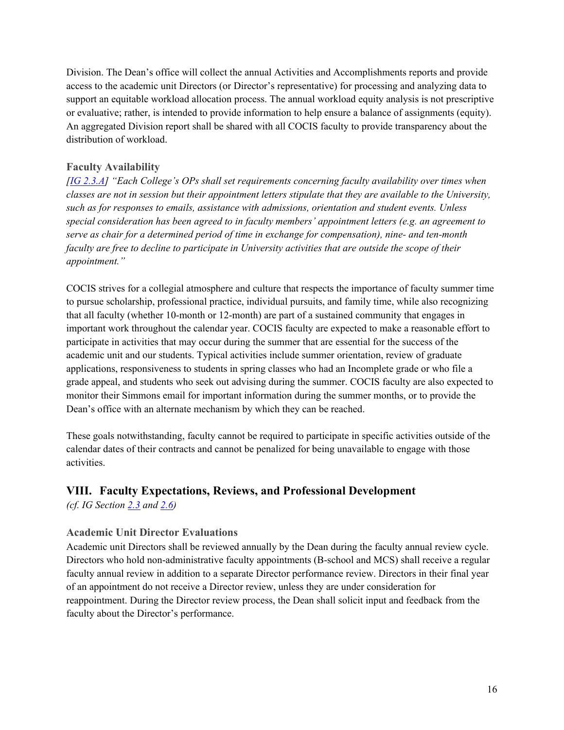Division. The Dean's office will collect the annual Activities and Accomplishments reports and provide access to the academic unit Directors (or Director's representative) for processing and analyzing data to support an equitable workload allocation process. The annual workload equity analysis is not prescriptive or evaluative; rather, is intended to provide information to help ensure a balance of assignments (equity). An aggregated Division report shall be shared with all COCIS faculty to provide transparency about the distribution of workload.

### Faculty Availability

*[IG 2.3.A] "Each College's OPs shall set requirements concerning faculty availability over times when classes are not in session but their appointment letters stipulate that they are available to the University, such as for responses to emails, assistance with admissions, orientation and student events. Unless special consideration has been agreed to in faculty members' appointment letters (e.g. an agreement to serve as chair for a determined period of time in exchange for compensation), nine- and ten-month faculty are free to decline to participate in University activities that are outside the scope of their appointment."*

COCIS strives for a collegial atmosphere and culture that respects the importance of faculty summer time to pursue scholarship, professional practice, individual pursuits, and family time, while also recognizing that all faculty (whether 10-month or 12-month) are part of a sustained community that engages in important work throughout the calendar year. COCIS faculty are expected to make a reasonable effort to participate in activities that may occur during the summer that are essential for the success of the academic unit and our students. Typical activities include summer orientation, review of graduate applications, responsiveness to students in spring classes who had an Incomplete grade or who file a grade appeal, and students who seek out advising during the summer. COCIS faculty are also expected to monitor their Simmons email for important information during the summer months, or to provide the Dean's office with an alternate mechanism by which they can be reached.

These goals notwithstanding, faculty cannot be required to participate in specific activities outside of the calendar dates of their contracts and cannot be penalized for being unavailable to engage with those activities.

## VIII. Faculty Expectations, Reviews, and Professional Development

*(cf. IG Section 2.3 and 2.6)*

### Academic Unit Director Evaluations

Academic unit Directors shall be reviewed annually by the Dean during the faculty annual review cycle. Directors who hold non-administrative faculty appointments (B-school and MCS) shall receive a regular faculty annual review in addition to a separate Director performance review. Directors in their final year of an appointment do not receive a Director review, unless they are under consideration for reappointment. During the Director review process, the Dean shall solicit input and feedback from the faculty about the Director's performance.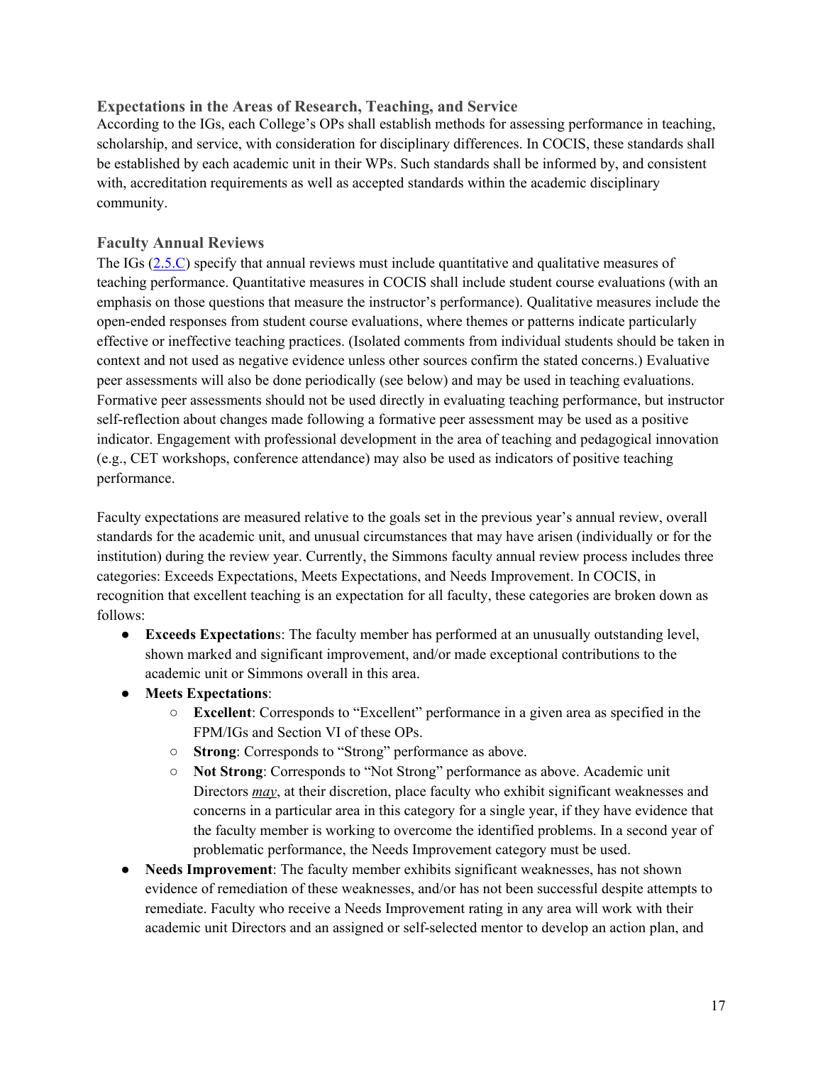### Expectations in the Areas of Research, Teaching, and Service

According to the IGs, each College's OPs shall establish methods for assessing performance in teaching, scholarship, and service, with consideration for disciplinary differences. In COCIS, these standards shall be established by each academic unit in their WPs. Such standards shall be informed by, and consistent with, accreditation requirements as well as accepted standards within the academic disciplinary community.

### Faculty Annual Reviews

The IGs ([2.5.C]()) specify that annual reviews must include quantitative and qualitative measures of teaching performance. Quantitative measures in COCIS shall include student course evaluations (with an emphasis on those questions that measure the instructor's performance). Qualitative measures include the open-ended responses from student course evaluations, where themes or patterns indicate particularly effective or ineffective teaching practices. (Isolated comments from individual students should be taken in context and not used as negative evidence unless other sources confirm the stated concerns.) Evaluative peer assessments will also be done periodically (see below) and may be used in teaching evaluations. Formative peer assessments should not be used directly in evaluating teaching performance, but instructor self-reflection about changes made following a formative peer assessment may be used as a positive indicator. Engagement with professional development in the area of teaching and pedagogical innovation (e.g., CET workshops, conference attendance) may also be used as indicators of positive teaching performance.

Faculty expectations are measured relative to the goals set in the previous year's annual review, overall standards for the academic unit, and unusual circumstances that may have arisen (individually or for the institution) during the review year. Currently, the Simmons faculty annual review process includes three categories: Exceeds Expectations, Meets Expectations, and Needs Improvement. In COCIS, in recognition that excellent teaching is an expectation for all faculty, these categories are broken down as follows:

- **Exceeds Expectations**: The faculty member has performed at an unusually outstanding level, shown marked and significant improvement, and/or made exceptional contributions to the academic unit or Simmons overall in this area.
- **Meets Expectations**:
  - **Excellent**: Corresponds to "Excellent" performance in a given area as specified in the FPM/IGs and Section VI of these OPs.
  - **Strong**: Corresponds to "Strong" performance as above.
  - **Not Strong**: Corresponds to "Not Strong" performance as above. Academic unit Directors ***may***, at their discretion, place faculty who exhibit significant weaknesses and concerns in a particular area in this category for a single year, if they have evidence that the faculty member is working to overcome the identified problems. In a second year of problematic performance, the Needs Improvement category must be used.
- **Needs Improvement**: The faculty member exhibits significant weaknesses, has not shown evidence of remediation of these weaknesses, and/or has not been successful despite attempts to remediate. Faculty who receive a Needs Improvement rating in any area will work with their academic unit Directors and an assigned or self-selected mentor to develop an action plan, and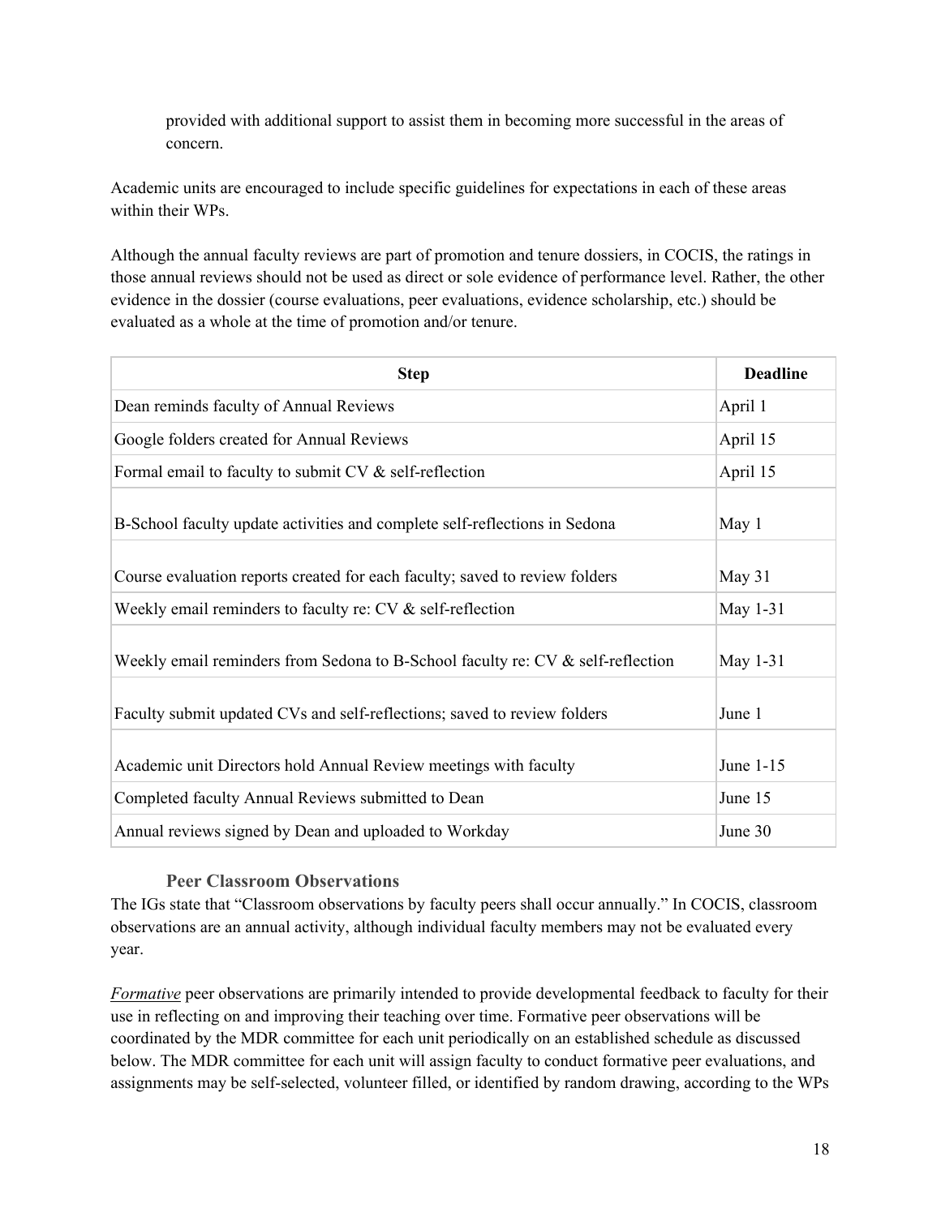provided with additional support to assist them in becoming more successful in the areas of concern.

Academic units are encouraged to include specific guidelines for expectations in each of these areas within their WPs.

Although the annual faculty reviews are part of promotion and tenure dossiers, in COCIS, the ratings in those annual reviews should not be used as direct or sole evidence of performance level. Rather, the other evidence in the dossier (course evaluations, peer evaluations, evidence scholarship, etc.) should be evaluated as a whole at the time of promotion and/or tenure.

| Step | Deadline |
| --- | --- |
| Dean reminds faculty of Annual Reviews | April 1 |
| Google folders created for Annual Reviews | April 15 |
| Formal email to faculty to submit CV & self-reflection | April 15 |
| B-School faculty update activities and complete self-reflections in Sedona | May 1 |
| Course evaluation reports created for each faculty; saved to review folders | May 31 |
| Weekly email reminders to faculty re: CV & self-reflection | May 1-31 |
| Weekly email reminders from Sedona to B-School faculty re: CV & self-reflection | May 1-31 |
| Faculty submit updated CVs and self-reflections; saved to review folders | June 1 |
| Academic unit Directors hold Annual Review meetings with faculty | June 1-15 |
| Completed faculty Annual Reviews submitted to Dean | June 15 |
| Annual reviews signed by Dean and uploaded to Workday | June 30 |

### Peer Classroom Observations

The IGs state that "Classroom observations by faculty peers shall occur annually." In COCIS, classroom observations are an annual activity, although individual faculty members may not be evaluated every year.

*Formative* peer observations are primarily intended to provide developmental feedback to faculty for their use in reflecting on and improving their teaching over time. Formative peer observations will be coordinated by the MDR committee for each unit periodically on an established schedule as discussed below. The MDR committee for each unit will assign faculty to conduct formative peer evaluations, and assignments may be self-selected, volunteer filled, or identified by random drawing, according to the WPs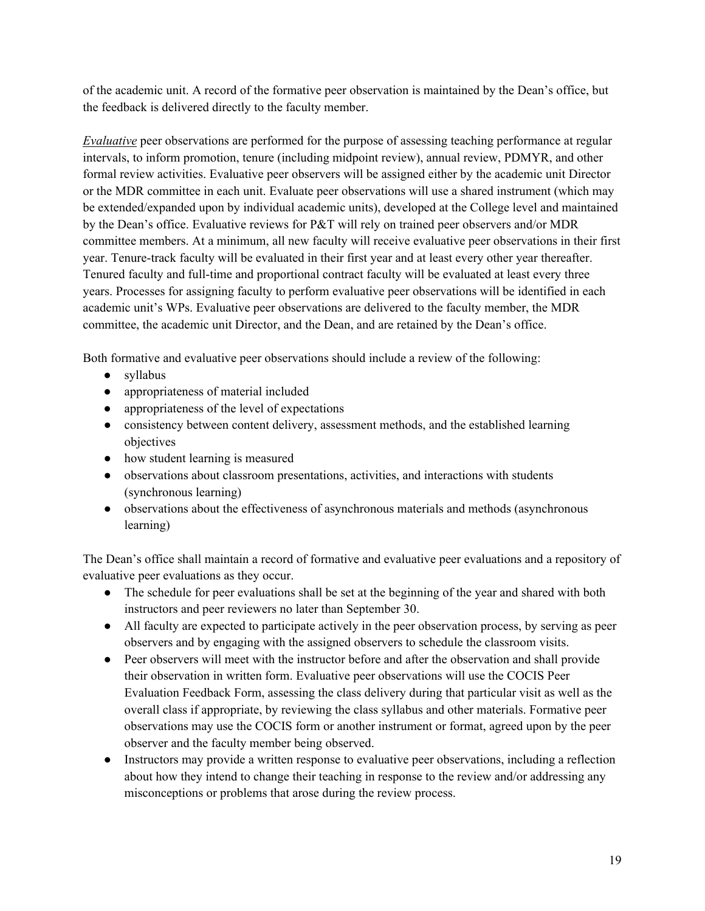of the academic unit. A record of the formative peer observation is maintained by the Dean's office, but the feedback is delivered directly to the faculty member.

***Evaluative*** peer observations are performed for the purpose of assessing teaching performance at regular intervals, to inform promotion, tenure (including midpoint review), annual review, PDMYR, and other formal review activities. Evaluative peer observers will be assigned either by the academic unit Director or the MDR committee in each unit. Evaluate peer observations will use a shared instrument (which may be extended/expanded upon by individual academic units), developed at the College level and maintained by the Dean's office. Evaluative reviews for P&T will rely on trained peer observers and/or MDR committee members. At a minimum, all new faculty will receive evaluative peer observations in their first year. Tenure-track faculty will be evaluated in their first year and at least every other year thereafter. Tenured faculty and full-time and proportional contract faculty will be evaluated at least every three years. Processes for assigning faculty to perform evaluative peer observations will be identified in each academic unit's WPs. Evaluative peer observations are delivered to the faculty member, the MDR committee, the academic unit Director, and the Dean, and are retained by the Dean's office.

Both formative and evaluative peer observations should include a review of the following:

- syllabus
- appropriateness of material included
- appropriateness of the level of expectations
- consistency between content delivery, assessment methods, and the established learning objectives
- how student learning is measured
- observations about classroom presentations, activities, and interactions with students (synchronous learning)
- observations about the effectiveness of asynchronous materials and methods (asynchronous learning)

The Dean's office shall maintain a record of formative and evaluative peer evaluations and a repository of evaluative peer evaluations as they occur.

- The schedule for peer evaluations shall be set at the beginning of the year and shared with both instructors and peer reviewers no later than September 30.
- All faculty are expected to participate actively in the peer observation process, by serving as peer observers and by engaging with the assigned observers to schedule the classroom visits.
- Peer observers will meet with the instructor before and after the observation and shall provide their observation in written form. Evaluative peer observations will use the COCIS Peer Evaluation Feedback Form, assessing the class delivery during that particular visit as well as the overall class if appropriate, by reviewing the class syllabus and other materials. Formative peer observations may use the COCIS form or another instrument or format, agreed upon by the peer observer and the faculty member being observed.
- Instructors may provide a written response to evaluative peer observations, including a reflection about how they intend to change their teaching in response to the review and/or addressing any misconceptions or problems that arose during the review process.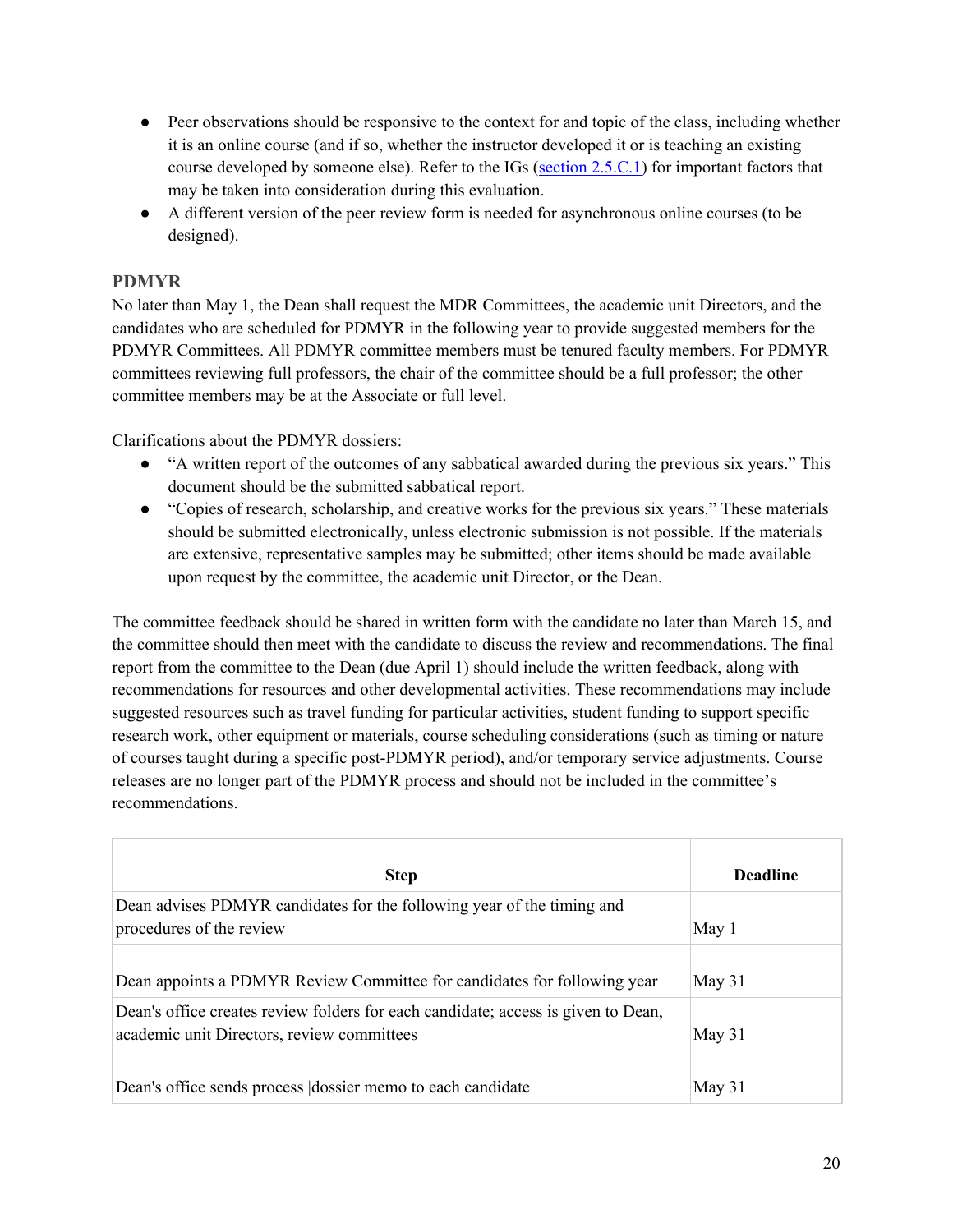- Peer observations should be responsive to the context for and topic of the class, including whether it is an online course (and if so, whether the instructor developed it or is teaching an existing course developed by someone else). Refer to the IGs (section 2.5.C.1) for important factors that may be taken into consideration during this evaluation.
- A different version of the peer review form is needed for asynchronous online courses (to be designed).

### PDMYR

No later than May 1, the Dean shall request the MDR Committees, the academic unit Directors, and the candidates who are scheduled for PDMYR in the following year to provide suggested members for the PDMYR Committees. All PDMYR committee members must be tenured faculty members. For PDMYR committees reviewing full professors, the chair of the committee should be a full professor; the other committee members may be at the Associate or full level.

Clarifications about the PDMYR dossiers:

- "A written report of the outcomes of any sabbatical awarded during the previous six years." This document should be the submitted sabbatical report.
- "Copies of research, scholarship, and creative works for the previous six years." These materials should be submitted electronically, unless electronic submission is not possible. If the materials are extensive, representative samples may be submitted; other items should be made available upon request by the committee, the academic unit Director, or the Dean.

The committee feedback should be shared in written form with the candidate no later than March 15, and the committee should then meet with the candidate to discuss the review and recommendations. The final report from the committee to the Dean (due April 1) should include the written feedback, along with recommendations for resources and other developmental activities. These recommendations may include suggested resources such as travel funding for particular activities, student funding to support specific research work, other equipment or materials, course scheduling considerations (such as timing or nature of courses taught during a specific post-PDMYR period), and/or temporary service adjustments. Course releases are no longer part of the PDMYR process and should not be included in the committee's recommendations.

| Step | Deadline |
|---|---|
| Dean advises PDMYR candidates for the following year of the timing and procedures of the review | May 1 |
| Dean appoints a PDMYR Review Committee for candidates for following year | May 31 |
| Dean's office creates review folders for each candidate; access is given to Dean, academic unit Directors, review committees | May 31 |
| Dean's office sends process \|dossier memo to each candidate | May 31 |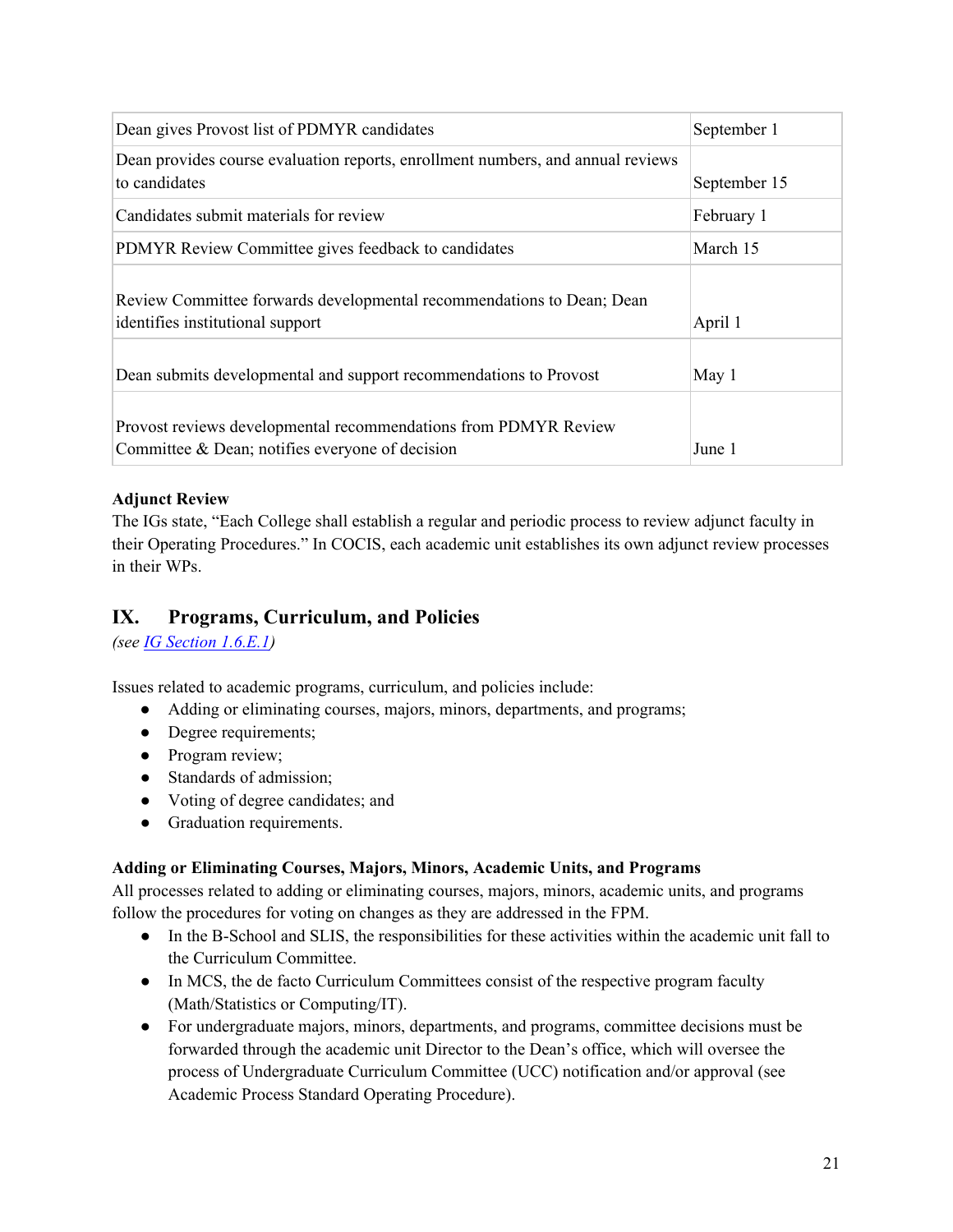| | |
|---|---|
| Dean gives Provost list of PDMYR candidates | September 1 |
| Dean provides course evaluation reports, enrollment numbers, and annual reviews to candidates | September 15 |
| Candidates submit materials for review | February 1 |
| PDMYR Review Committee gives feedback to candidates | March 15 |
| Review Committee forwards developmental recommendations to Dean; Dean identifies institutional support | April 1 |
| Dean submits developmental and support recommendations to Provost | May 1 |
| Provost reviews developmental recommendations from PDMYR Review Committee & Dean; notifies everyone of decision | June 1 |

**Adjunct Review**

The IGs state, "Each College shall establish a regular and periodic process to review adjunct faculty in their Operating Procedures." In COCIS, each academic unit establishes its own adjunct review processes in their WPs.

## IX. Programs, Curriculum, and Policies

*(see IG Section 1.6.E.1)*

Issues related to academic programs, curriculum, and policies include:

- Adding or eliminating courses, majors, minors, departments, and programs;
- Degree requirements;
- Program review;
- Standards of admission;
- Voting of degree candidates; and
- Graduation requirements.

**Adding or Eliminating Courses, Majors, Minors, Academic Units, and Programs**

All processes related to adding or eliminating courses, majors, minors, academic units, and programs follow the procedures for voting on changes as they are addressed in the FPM.

- In the B-School and SLIS, the responsibilities for these activities within the academic unit fall to the Curriculum Committee.
- In MCS, the de facto Curriculum Committees consist of the respective program faculty (Math/Statistics or Computing/IT).
- For undergraduate majors, minors, departments, and programs, committee decisions must be forwarded through the academic unit Director to the Dean's office, which will oversee the process of Undergraduate Curriculum Committee (UCC) notification and/or approval (see Academic Process Standard Operating Procedure).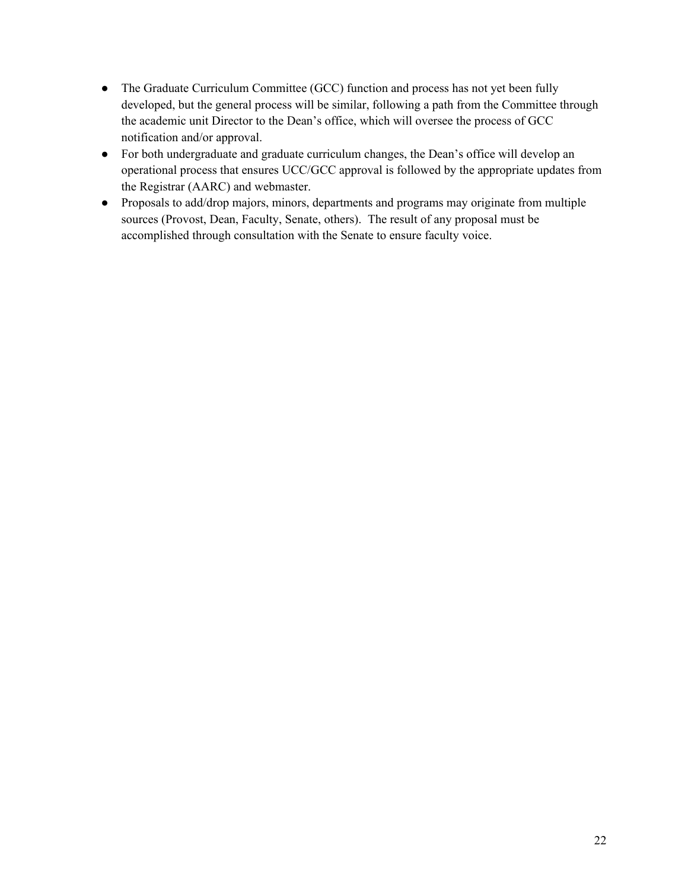- The Graduate Curriculum Committee (GCC) function and process has not yet been fully developed, but the general process will be similar, following a path from the Committee through the academic unit Director to the Dean's office, which will oversee the process of GCC notification and/or approval.
- For both undergraduate and graduate curriculum changes, the Dean's office will develop an operational process that ensures UCC/GCC approval is followed by the appropriate updates from the Registrar (AARC) and webmaster.
- Proposals to add/drop majors, minors, departments and programs may originate from multiple sources (Provost, Dean, Faculty, Senate, others). The result of any proposal must be accomplished through consultation with the Senate to ensure faculty voice.